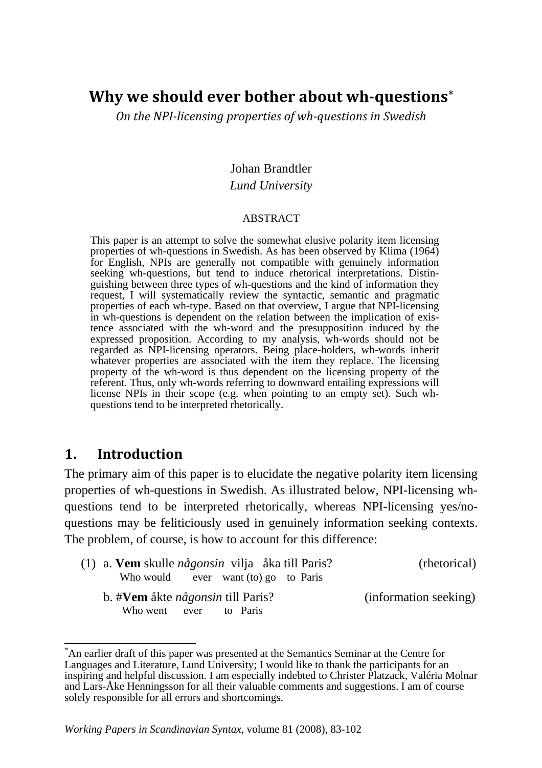# Why we should ever bother about wh-questions*

*On the NPI-licensing properties of wh-questions in Swedish*

Johan Brandtler
*Lund University*

ABSTRACT

This paper is an attempt to solve the somewhat elusive polarity item licensing properties of wh-questions in Swedish. As has been observed by Klima (1964) for English, NPIs are generally not compatible with genuinely information seeking wh-questions, but tend to induce rhetorical interpretations. Distinguishing between three types of wh-questions and the kind of information they request, I will systematically review the syntactic, semantic and pragmatic properties of each wh-type. Based on that overview, I argue that NPI-licensing in wh-questions is dependent on the relation between the implication of existence associated with the wh-word and the presupposition induced by the expressed proposition. According to my analysis, wh-words should not be regarded as NPI-licensing operators. Being place-holders, wh-words inherit whatever properties are associated with the item they replace. The licensing property of the wh-word is thus dependent on the licensing property of the referent. Thus, only wh-words referring to downward entailing expressions will license NPIs in their scope (e.g. when pointing to an empty set). Such wh-questions tend to be interpreted rhetorically.

## 1. Introduction

The primary aim of this paper is to elucidate the negative polarity item licensing properties of wh-questions in Swedish. As illustrated below, NPI-licensing wh-questions tend to be interpreted rhetorically, whereas NPI-licensing yes/no-questions may be feliticiously used in genuinely information seeking contexts. The problem, of course, is how to account for this difference:

(1) a. **Vem** skulle *någonsin* vilja åka till Paris? (rhetorical)
Who would ever want (to) go to Paris

b. #**Vem** åkte *någonsin* till Paris? (information seeking)
Who went ever to Paris

---

*An earlier draft of this paper was presented at the Semantics Seminar at the Centre for Languages and Literature, Lund University; I would like to thank the participants for an inspiring and helpful discussion. I am especially indebted to Christer Platzack, Valéria Molnar and Lars-Åke Henningsson for all their valuable comments and suggestions. I am of course solely responsible for all errors and shortcomings.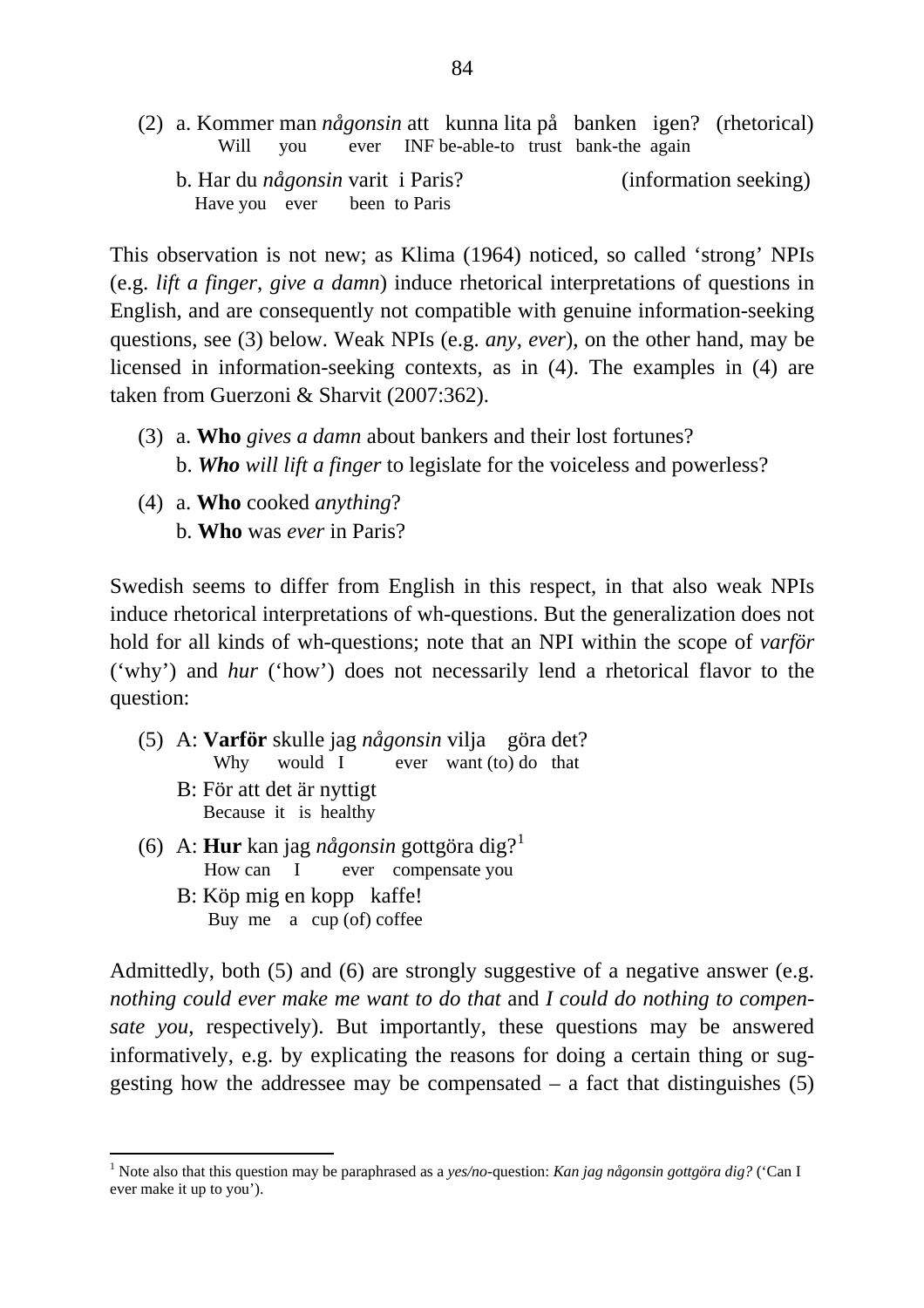(2) a. Kommer man *någonsin* att kunna lita på banken igen? (rhetorical)
Will you ever INF be-able-to trust bank-the again

b. Har du *någonsin* varit i Paris? (information seeking)
Have you ever been to Paris

This observation is not new; as Klima (1964) noticed, so called ‘strong’ NPIs (e.g. *lift a finger*, *give a damn*) induce rhetorical interpretations of questions in English, and are consequently not compatible with genuine information-seeking questions, see (3) below. Weak NPIs (e.g. *any*, *ever*), on the other hand, may be licensed in information-seeking contexts, as in (4). The examples in (4) are taken from Guerzoni & Sharvit (2007:362).

(3) a. **Who** *gives a damn* about bankers and their lost fortunes?
b. ***Who*** *will lift a finger* to legislate for the voiceless and powerless?

(4) a. **Who** cooked *anything*?
b. **Who** was *ever* in Paris?

Swedish seems to differ from English in this respect, in that also weak NPIs induce rhetorical interpretations of wh-questions. But the generalization does not hold for all kinds of wh-questions; note that an NPI within the scope of *varför* (‘why’) and *hur* (‘how’) does not necessarily lend a rhetorical flavor to the question:

(5) A: **Varför** skulle jag *någonsin* vilja göra det?
Why would I ever want (to) do that
B: För att det är nyttigt
Because it is healthy

(6) A: **Hur** kan jag *någonsin* gottgöra dig?[1]
How can I ever compensate you
B: Köp mig en kopp kaffe!
Buy me a cup (of) coffee

Admittedly, both (5) and (6) are strongly suggestive of a negative answer (e.g. *nothing could ever make me want to do that* and *I could do nothing to compensate you*, respectively). But importantly, these questions may be answered informatively, e.g. by explicating the reasons for doing a certain thing or suggesting how the addressee may be compensated – a fact that distinguishes (5)

[1] Note also that this question may be paraphrased as a *yes/no*-question: *Kan jag någonsin gottgöra dig?* (‘Can I ever make it up to you’).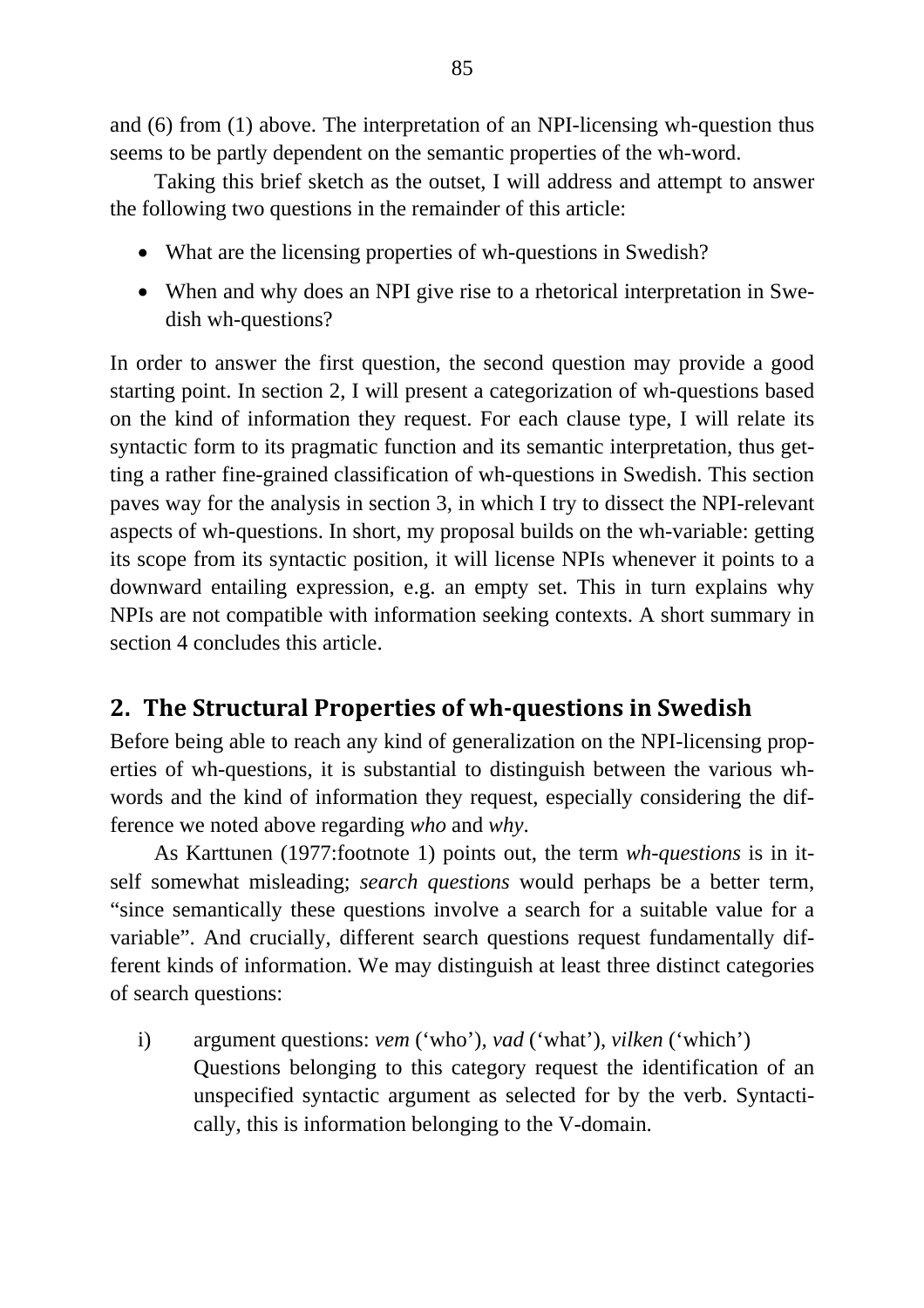and (6) from (1) above. The interpretation of an NPI-licensing wh-question thus seems to be partly dependent on the semantic properties of the wh-word.

Taking this brief sketch as the outset, I will address and attempt to answer the following two questions in the remainder of this article:

- What are the licensing properties of wh-questions in Swedish?
- When and why does an NPI give rise to a rhetorical interpretation in Swedish wh-questions?

In order to answer the first question, the second question may provide a good starting point. In section 2, I will present a categorization of wh-questions based on the kind of information they request. For each clause type, I will relate its syntactic form to its pragmatic function and its semantic interpretation, thus getting a rather fine-grained classification of wh-questions in Swedish. This section paves way for the analysis in section 3, in which I try to dissect the NPI-relevant aspects of wh-questions. In short, my proposal builds on the wh-variable: getting its scope from its syntactic position, it will license NPIs whenever it points to a downward entailing expression, e.g. an empty set. This in turn explains why NPIs are not compatible with information seeking contexts. A short summary in section 4 concludes this article.

## 2. The Structural Properties of wh-questions in Swedish

Before being able to reach any kind of generalization on the NPI-licensing properties of wh-questions, it is substantial to distinguish between the various wh-words and the kind of information they request, especially considering the difference we noted above regarding *who* and *why*.

As Karttunen (1977:footnote 1) points out, the term *wh-questions* is in itself somewhat misleading; *search questions* would perhaps be a better term, "since semantically these questions involve a search for a suitable value for a variable". And crucially, different search questions request fundamentally different kinds of information. We may distinguish at least three distinct categories of search questions:

i) argument questions: *vem* ('who'), *vad* ('what'), *vilken* ('which')
Questions belonging to this category request the identification of an unspecified syntactic argument as selected for by the verb. Syntactically, this is information belonging to the V-domain.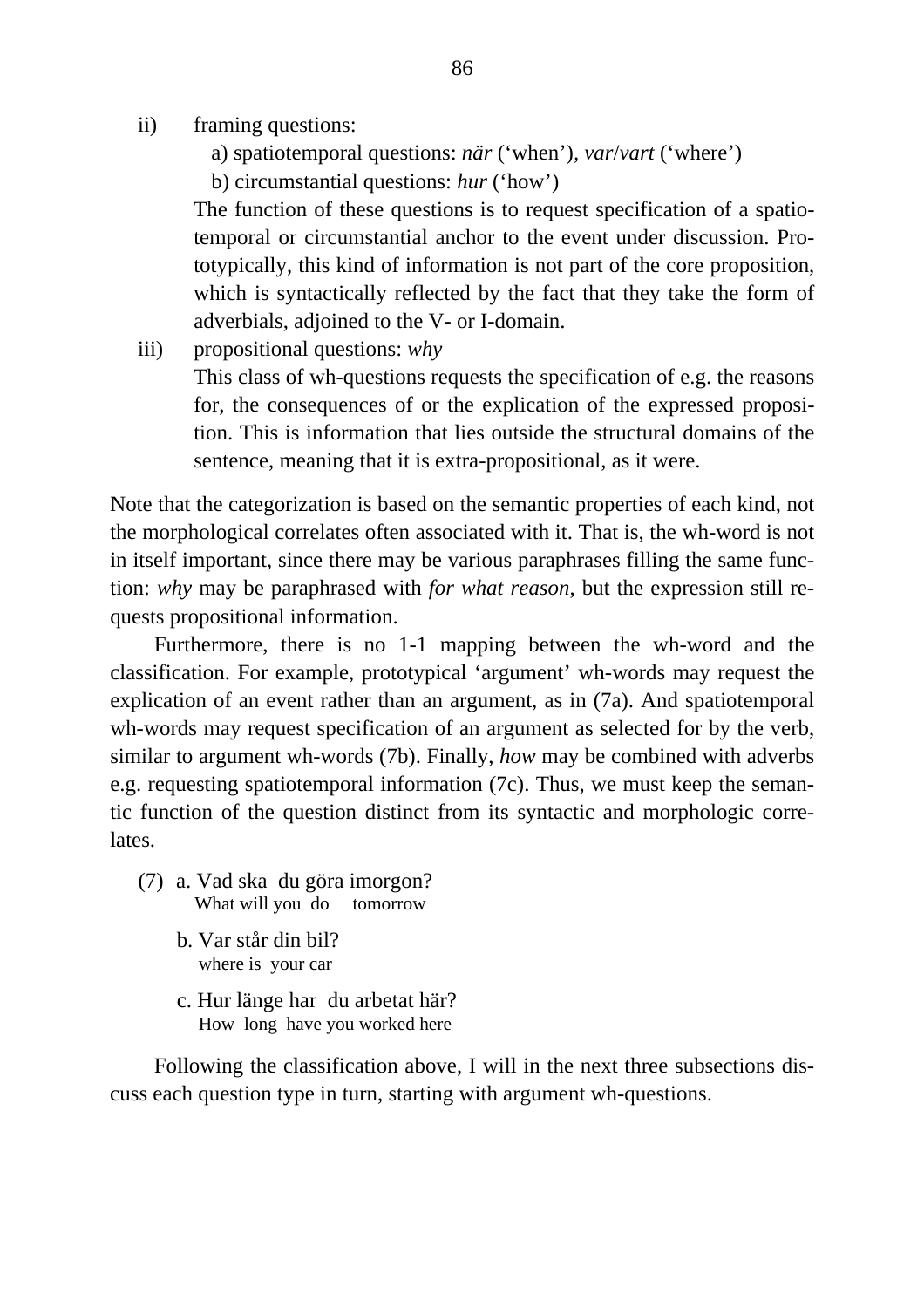ii) framing questions:

  a) spatiotemporal questions: *när* ('when'), *var*/*vart* ('where')

  b) circumstantial questions: *hur* ('how')

  The function of these questions is to request specification of a spatiotemporal or circumstantial anchor to the event under discussion. Prototypically, this kind of information is not part of the core proposition, which is syntactically reflected by the fact that they take the form of adverbials, adjoined to the V- or I-domain.

iii) propositional questions: *why*

  This class of wh-questions requests the specification of e.g. the reasons for, the consequences of or the explication of the expressed proposition. This is information that lies outside the structural domains of the sentence, meaning that it is extra-propositional, as it were.

Note that the categorization is based on the semantic properties of each kind, not the morphological correlates often associated with it. That is, the wh-word is not in itself important, since there may be various paraphrases filling the same function: *why* may be paraphrased with *for what reason*, but the expression still requests propositional information.

Furthermore, there is no 1-1 mapping between the wh-word and the classification. For example, prototypical 'argument' wh-words may request the explication of an event rather than an argument, as in (7a). And spatiotemporal wh-words may request specification of an argument as selected for by the verb, similar to argument wh-words (7b). Finally, *how* may be combined with adverbs e.g. requesting spatiotemporal information (7c). Thus, we must keep the semantic function of the question distinct from its syntactic and morphologic correlates.

(7) a. Vad ska du göra imorgon?
   What will you do tomorrow

  b. Var står din bil?
   where is your car

  c. Hur länge har du arbetat här?
   How long have you worked here

Following the classification above, I will in the next three subsections discuss each question type in turn, starting with argument wh-questions.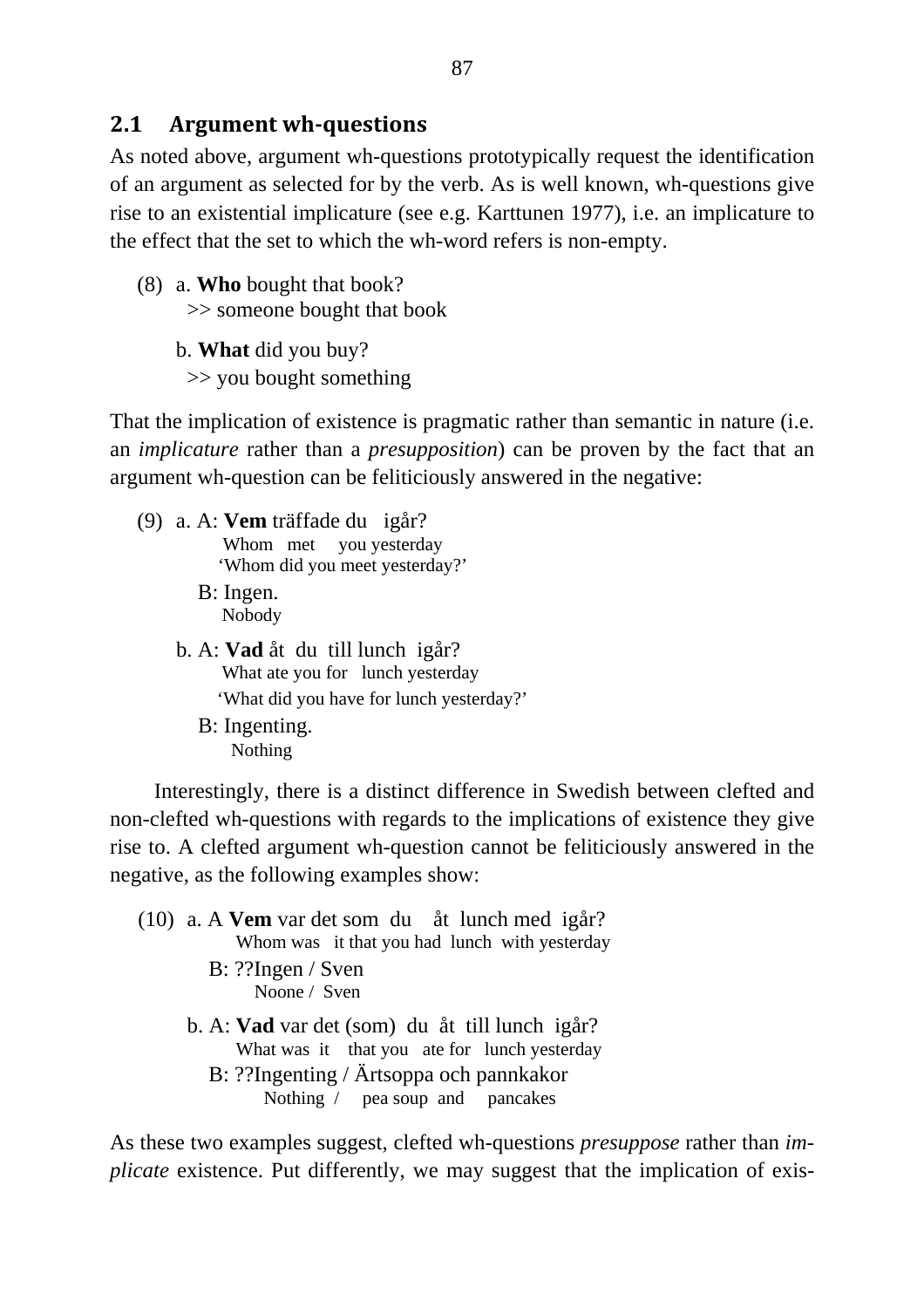## 2.1 Argument wh-questions

As noted above, argument wh-questions prototypically request the identification of an argument as selected for by the verb. As is well known, wh-questions give rise to an existential implicature (see e.g. Karttunen 1977), i.e. an implicature to the effect that the set to which the wh-word refers is non-empty.

(8) a. **Who** bought that book?
   >> someone bought that book

  b. **What** did you buy?
   >> you bought something

That the implication of existence is pragmatic rather than semantic in nature (i.e. an *implicature* rather than a *presupposition*) can be proven by the fact that an argument wh-question can be feliticiously answered in the negative:

(9) a. A: **Vem** träffade du igår?
    Whom met you yesterday
    'Whom did you meet yesterday?'
   B: Ingen.
    Nobody

  b. A: **Vad** åt du till lunch igår?
    What ate you for lunch yesterday
    'What did you have for lunch yesterday?'
   B: Ingenting.
    Nothing

Interestingly, there is a distinct difference in Swedish between clefted and non-clefted wh-questions with regards to the implications of existence they give rise to. A clefted argument wh-question cannot be feliticiously answered in the negative, as the following examples show:

(10) a. A **Vem** var det som du åt lunch med igår?
    Whom was it that you had lunch with yesterday
   B: ??Ingen / Sven
    Noone / Sven

  b. A: **Vad** var det (som) du åt till lunch igår?
    What was it that you ate for lunch yesterday
   B: ??Ingenting / Ärtsoppa och pannkakor
    Nothing / pea soup and pancakes

As these two examples suggest, clefted wh-questions *presuppose* rather than *implicate* existence. Put differently, we may suggest that the implication of exis-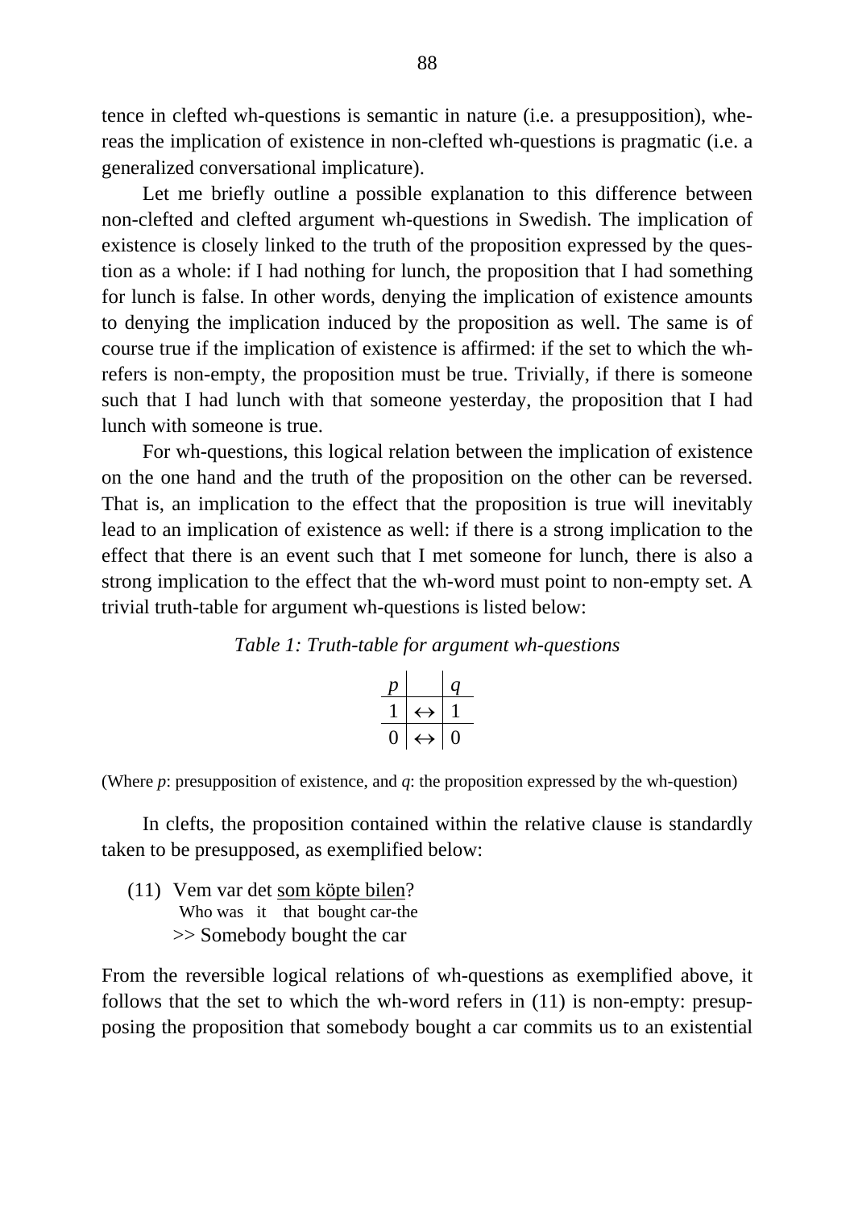tence in clefted wh-questions is semantic in nature (i.e. a presupposition), whereas the implication of existence in non-clefted wh-questions is pragmatic (i.e. a generalized conversational implicature).

Let me briefly outline a possible explanation to this difference between non-clefted and clefted argument wh-questions in Swedish. The implication of existence is closely linked to the truth of the proposition expressed by the question as a whole: if I had nothing for lunch, the proposition that I had something for lunch is false. In other words, denying the implication of existence amounts to denying the implication induced by the proposition as well. The same is of course true if the implication of existence is affirmed: if the set to which the wh-refers is non-empty, the proposition must be true. Trivially, if there is someone such that I had lunch with that someone yesterday, the proposition that I had lunch with someone is true.

For wh-questions, this logical relation between the implication of existence on the one hand and the truth of the proposition on the other can be reversed. That is, an implication to the effect that the proposition is true will inevitably lead to an implication of existence as well: if there is a strong implication to the effect that there is an event such that I met someone for lunch, there is also a strong implication to the effect that the wh-word must point to non-empty set. A trivial truth-table for argument wh-questions is listed below:

*Table 1: Truth-table for argument wh-questions*

| $p$ | | $q$ |
|---|---|---|
| 1 | $\leftrightarrow$ | 1 |
| 0 | $\leftrightarrow$ | 0 |

(Where $p$: presupposition of existence, and $q$: the proposition expressed by the wh-question)

In clefts, the proposition contained within the relative clause is standardly taken to be presupposed, as exemplified below:

(11) Vem var det som köpte bilen?
  Who was it that bought car-the
  >> Somebody bought the car

From the reversible logical relations of wh-questions as exemplified above, it follows that the set to which the wh-word refers in (11) is non-empty: presupposing the proposition that somebody bought a car commits us to an existential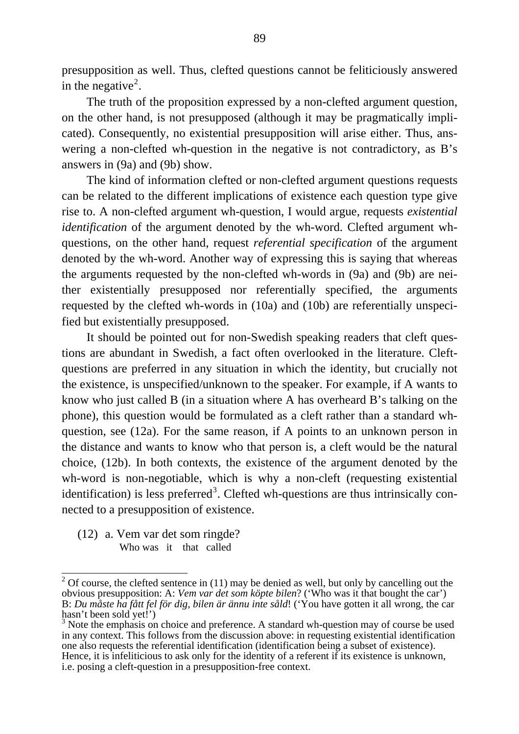presupposition as well. Thus, clefted questions cannot be feliticiously answered in the negative[2].

The truth of the proposition expressed by a non-clefted argument question, on the other hand, is not presupposed (although it may be pragmatically implicated). Consequently, no existential presupposition will arise either. Thus, answering a non-clefted wh-question in the negative is not contradictory, as B's answers in (9a) and (9b) show.

The kind of information clefted or non-clefted argument questions requests can be related to the different implications of existence each question type give rise to. A non-clefted argument wh-question, I would argue, requests *existential identification* of the argument denoted by the wh-word. Clefted argument wh-questions, on the other hand, request *referential specification* of the argument denoted by the wh-word. Another way of expressing this is saying that whereas the arguments requested by the non-clefted wh-words in (9a) and (9b) are neither existentially presupposed nor referentially specified, the arguments requested by the clefted wh-words in (10a) and (10b) are referentially unspecified but existentially presupposed.

It should be pointed out for non-Swedish speaking readers that cleft questions are abundant in Swedish, a fact often overlooked in the literature. Cleft-questions are preferred in any situation in which the identity, but crucially not the existence, is unspecified/unknown to the speaker. For example, if A wants to know who just called B (in a situation where A has overheard B's talking on the phone), this question would be formulated as a cleft rather than a standard wh-question, see (12a). For the same reason, if A points to an unknown person in the distance and wants to know who that person is, a cleft would be the natural choice, (12b). In both contexts, the existence of the argument denoted by the wh-word is non-negotiable, which is why a non-cleft (requesting existential identification) is less preferred[3]. Clefted wh-questions are thus intrinsically connected to a presupposition of existence.

(12) a. Vem var det som ringde?
   Who was it that called

---

[2] Of course, the clefted sentence in (11) may be denied as well, but only by cancelling out the obvious presupposition: A: *Vem var det som köpte bilen*? ('Who was it that bought the car') B: *Du måste ha fått fel för dig, bilen är ännu inte såld*! ('You have gotten it all wrong, the car hasn't been sold yet!')

[3] Note the emphasis on choice and preference. A standard wh-question may of course be used in any context. This follows from the discussion above: in requesting existential identification one also requests the referential identification (identification being a subset of existence). Hence, it is infeliticious to ask only for the identity of a referent if its existence is unknown, i.e. posing a cleft-question in a presupposition-free context.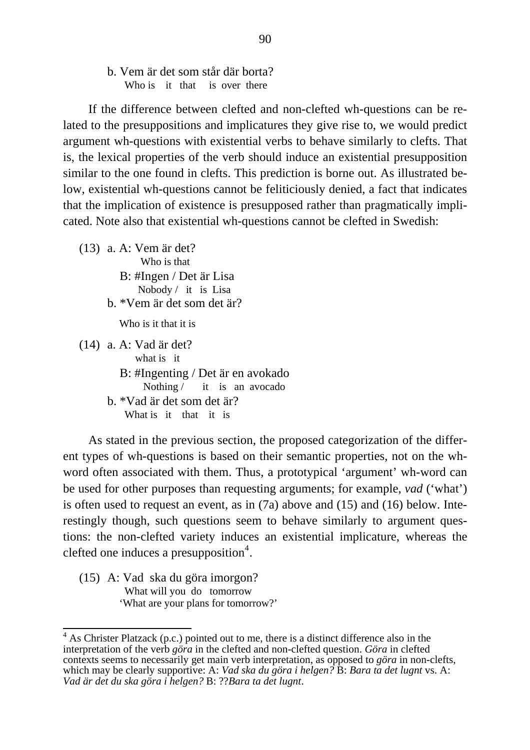b. Vem är det som står där borta?
   Who is it that is over there

If the difference between clefted and non-clefted wh-questions can be related to the presuppositions and implicatures they give rise to, we would predict argument wh-questions with existential verbs to behave similarly to clefts. That is, the lexical properties of the verb should induce an existential presupposition similar to the one found in clefts. This prediction is borne out. As illustrated below, existential wh-questions cannot be feliticiously denied, a fact that indicates that the implication of existence is presupposed rather than pragmatically implicated. Note also that existential wh-questions cannot be clefted in Swedish:

(13) a. A: Vem är det?
        Who is that
     B: #Ingen / Det är Lisa
        Nobody / it is Lisa
   b. *Vem är det som det är?
      Who is it that it is

(14) a. A: Vad är det?
        what is it
     B: #Ingenting / Det är en avokado
        Nothing / it is an avocado
   b. *Vad är det som det är?
      What is it that it is

As stated in the previous section, the proposed categorization of the different types of wh-questions is based on their semantic properties, not on the wh-word often associated with them. Thus, a prototypical 'argument' wh-word can be used for other purposes than requesting arguments; for example, *vad* ('what') is often used to request an event, as in (7a) above and (15) and (16) below. Interestingly though, such questions seem to behave similarly to argument questions: the non-clefted variety induces an existential implicature, whereas the clefted one induces a presupposition[4].

(15) A: Vad ska du göra imorgon?
        What will you do tomorrow
        'What are your plans for tomorrow?'

---

[4] As Christer Platzack (p.c.) pointed out to me, there is a distinct difference also in the interpretation of the verb *göra* in the clefted and non-clefted question. *Göra* in clefted contexts seems to necessarily get main verb interpretation, as opposed to *göra* in non-clefts, which may be clearly supportive: A: *Vad ska du göra i helgen?* B: *Bara ta det lugnt* vs. A: *Vad är det du ska göra i helgen?* B: ??*Bara ta det lugnt*.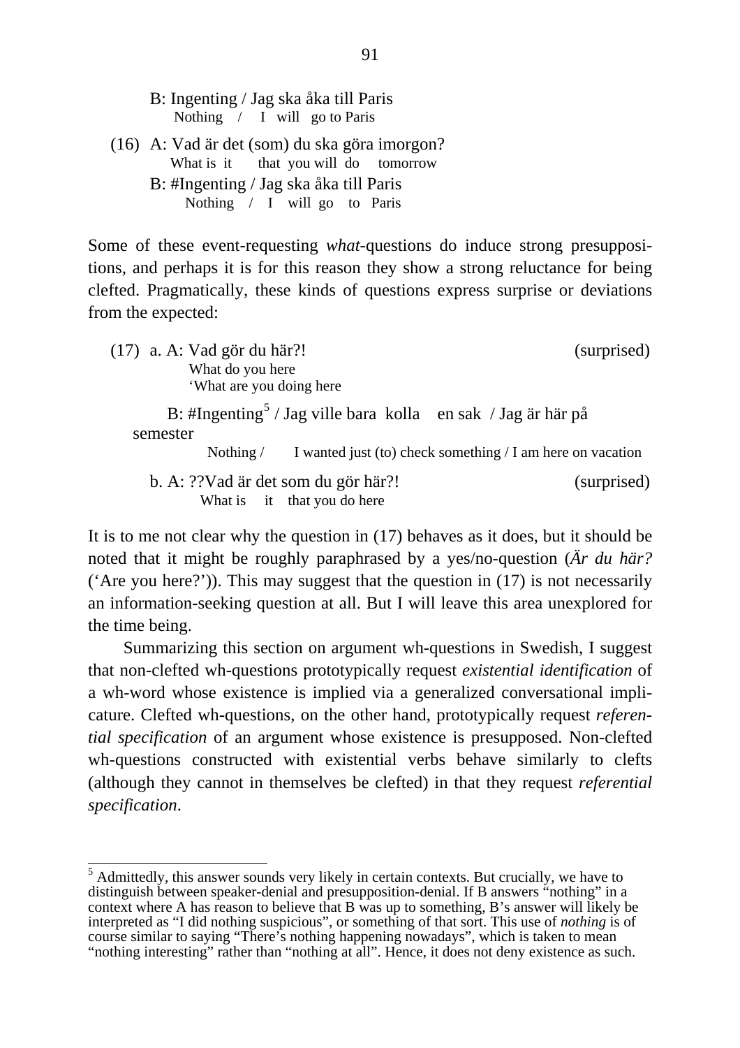B: Ingenting / Jag ska åka till Paris
Nothing / I will go to Paris

(16) A: Vad är det (som) du ska göra imorgon?
What is it that you will do tomorrow
B: #Ingenting / Jag ska åka till Paris
Nothing / I will go to Paris

Some of these event-requesting *what*-questions do induce strong presuppositions, and perhaps it is for this reason they show a strong reluctance for being clefted. Pragmatically, these kinds of questions express surprise or deviations from the expected:

(17) a. A: Vad gör du här?! (surprised)
What do you here
'What are you doing here

B: #Ingenting[5] / Jag ville bara kolla en sak / Jag är här på semester
Nothing / I wanted just (to) check something / I am here on vacation

b. A: ??Vad är det som du gör här?! (surprised)
What is it that you do here

It is to me not clear why the question in (17) behaves as it does, but it should be noted that it might be roughly paraphrased by a yes/no-question (*Är du här?* ('Are you here?')). This may suggest that the question in (17) is not necessarily an information-seeking question at all. But I will leave this area unexplored for the time being.

Summarizing this section on argument wh-questions in Swedish, I suggest that non-clefted wh-questions prototypically request *existential identification* of a wh-word whose existence is implied via a generalized conversational implicature. Clefted wh-questions, on the other hand, prototypically request *referential specification* of an argument whose existence is presupposed. Non-clefted wh-questions constructed with existential verbs behave similarly to clefts (although they cannot in themselves be clefted) in that they request *referential specification*.

---

[5] Admittedly, this answer sounds very likely in certain contexts. But crucially, we have to distinguish between speaker-denial and presupposition-denial. If B answers "nothing" in a context where A has reason to believe that B was up to something, B's answer will likely be interpreted as "I did nothing suspicious", or something of that sort. This use of *nothing* is of course similar to saying "There's nothing happening nowadays", which is taken to mean "nothing interesting" rather than "nothing at all". Hence, it does not deny existence as such.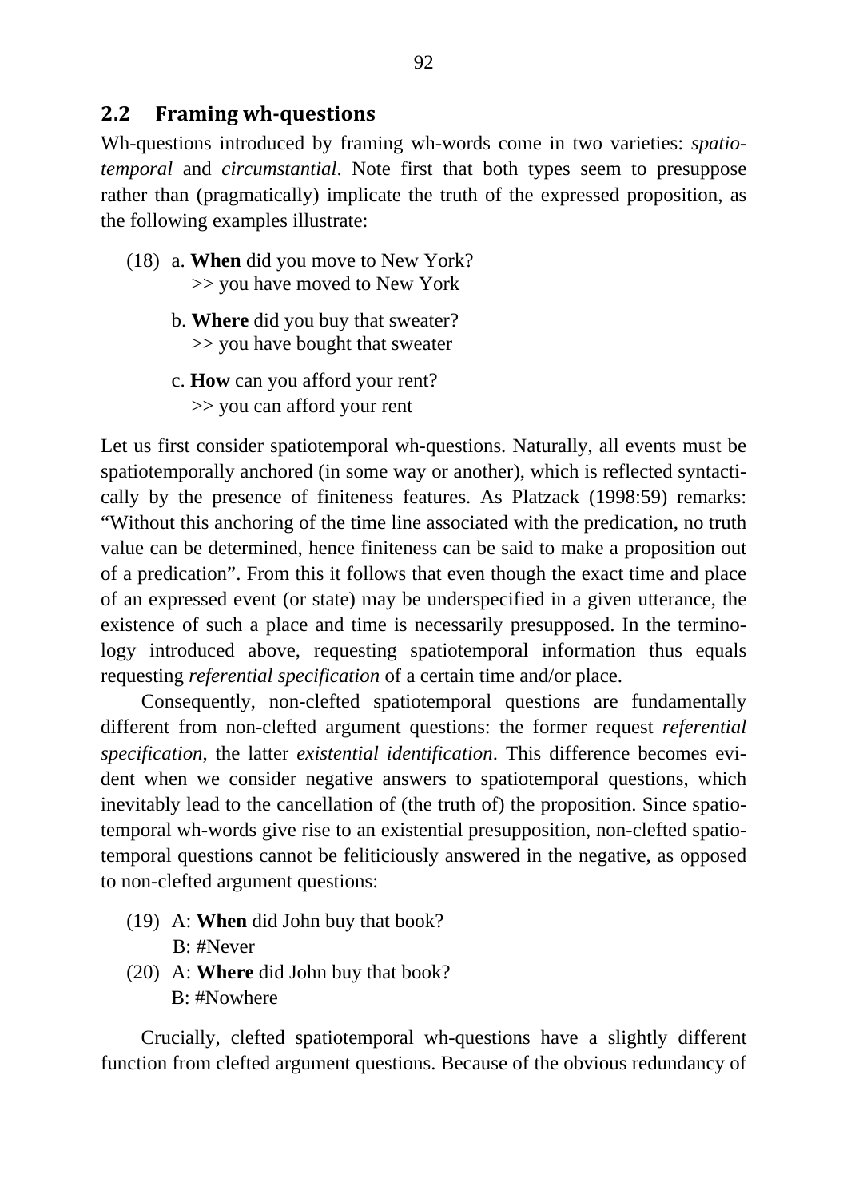## 2.2 Framing wh-questions

Wh-questions introduced by framing wh-words come in two varieties: *spatio-temporal* and *circumstantial*. Note first that both types seem to presuppose rather than (pragmatically) implicate the truth of the expressed proposition, as the following examples illustrate:

(18) a. **When** did you move to New York?
   >> you have moved to New York

b. **Where** did you buy that sweater?
   >> you have bought that sweater

c. **How** can you afford your rent?
   >> you can afford your rent

Let us first consider spatiotemporal wh-questions. Naturally, all events must be spatiotemporally anchored (in some way or another), which is reflected syntactically by the presence of finiteness features. As Platzack (1998:59) remarks: "Without this anchoring of the time line associated with the predication, no truth value can be determined, hence finiteness can be said to make a proposition out of a predication". From this it follows that even though the exact time and place of an expressed event (or state) may be underspecified in a given utterance, the existence of such a place and time is necessarily presupposed. In the terminology introduced above, requesting spatiotemporal information thus equals requesting *referential specification* of a certain time and/or place.

Consequently, non-clefted spatiotemporal questions are fundamentally different from non-clefted argument questions: the former request *referential specification*, the latter *existential identification*. This difference becomes evident when we consider negative answers to spatiotemporal questions, which inevitably lead to the cancellation of (the truth of) the proposition. Since spatiotemporal wh-words give rise to an existential presupposition, non-clefted spatiotemporal questions cannot be feliticiously answered in the negative, as opposed to non-clefted argument questions:

(19) A: **When** did John buy that book?
   B: #Never

(20) A: **Where** did John buy that book?
   B: #Nowhere

Crucially, clefted spatiotemporal wh-questions have a slightly different function from clefted argument questions. Because of the obvious redundancy of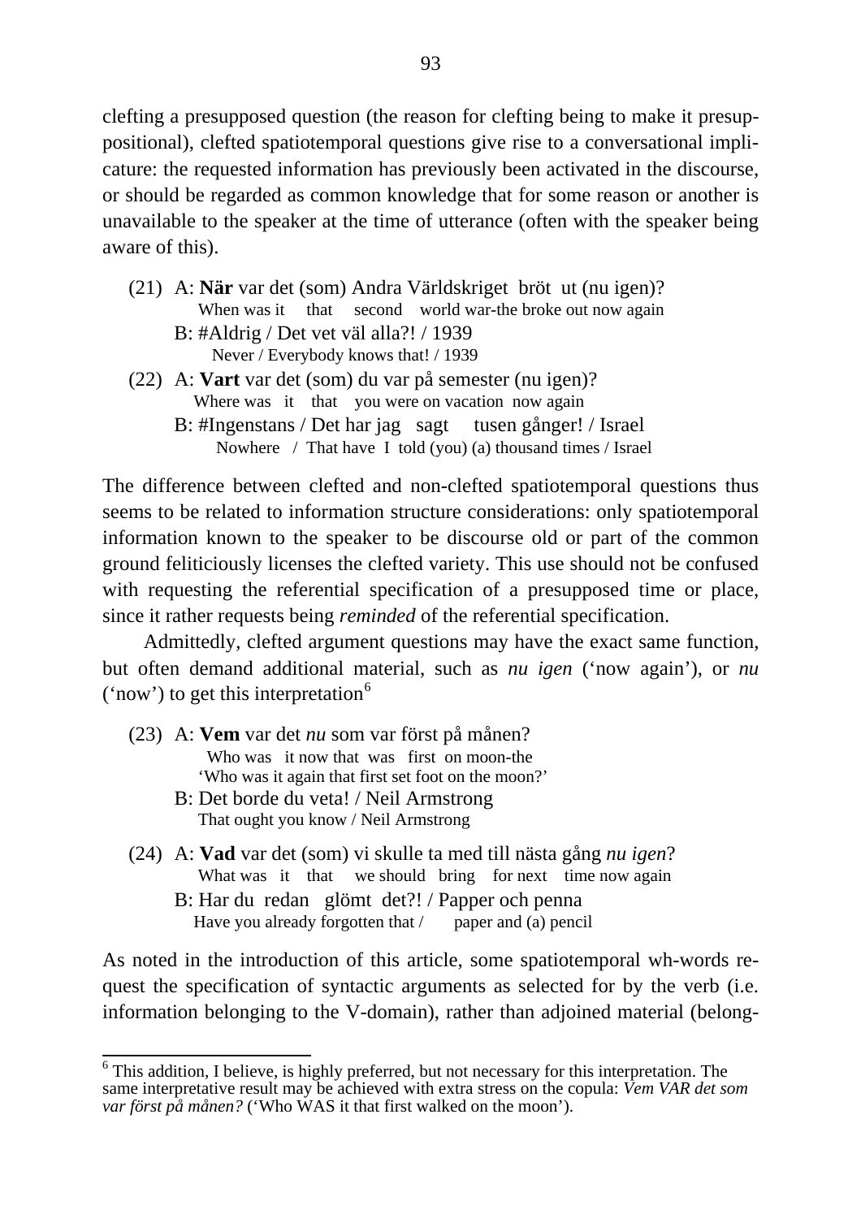clefting a presupposed question (the reason for clefting being to make it presuppositional), clefted spatiotemporal questions give rise to a conversational implicature: the requested information has previously been activated in the discourse, or should be regarded as common knowledge that for some reason or another is unavailable to the speaker at the time of utterance (often with the speaker being aware of this).

(21) A: **När** var det (som) Andra Världskriget bröt ut (nu igen)?
    When was it that second world war-the broke out now again
  B: #Aldrig / Det vet väl alla?! / 1939
    Never / Everybody knows that! / 1939

(22) A: **Vart** var det (som) du var på semester (nu igen)?
    Where was it that you were on vacation now again
  B: #Ingenstans / Det har jag sagt tusen gånger! / Israel
    Nowhere / That have I told (you) (a) thousand times / Israel

The difference between clefted and non-clefted spatiotemporal questions thus seems to be related to information structure considerations: only spatiotemporal information known to the speaker to be discourse old or part of the common ground feliticiously licenses the clefted variety. This use should not be confused with requesting the referential specification of a presupposed time or place, since it rather requests being *reminded* of the referential specification.

Admittedly, clefted argument questions may have the exact same function, but often demand additional material, such as *nu igen* ('now again'), or *nu* ('now') to get this interpretation[6]

(23) A: **Vem** var det *nu* som var först på månen?
    Who was it now that was first on moon-the
    'Who was it again that first set foot on the moon?'
  B: Det borde du veta! / Neil Armstrong
    That ought you know / Neil Armstrong

(24) A: **Vad** var det (som) vi skulle ta med till nästa gång *nu igen*?
    What was it that we should bring for next time now again
  B: Har du redan glömt det?! / Papper och penna
    Have you already forgotten that / paper and (a) pencil

As noted in the introduction of this article, some spatiotemporal wh-words request the specification of syntactic arguments as selected for by the verb (i.e. information belonging to the V-domain), rather than adjoined material (belong-

---

[6] This addition, I believe, is highly preferred, but not necessary for this interpretation. The same interpretative result may be achieved with extra stress on the copula: *Vem VAR det som var först på månen?* ('Who WAS it that first walked on the moon').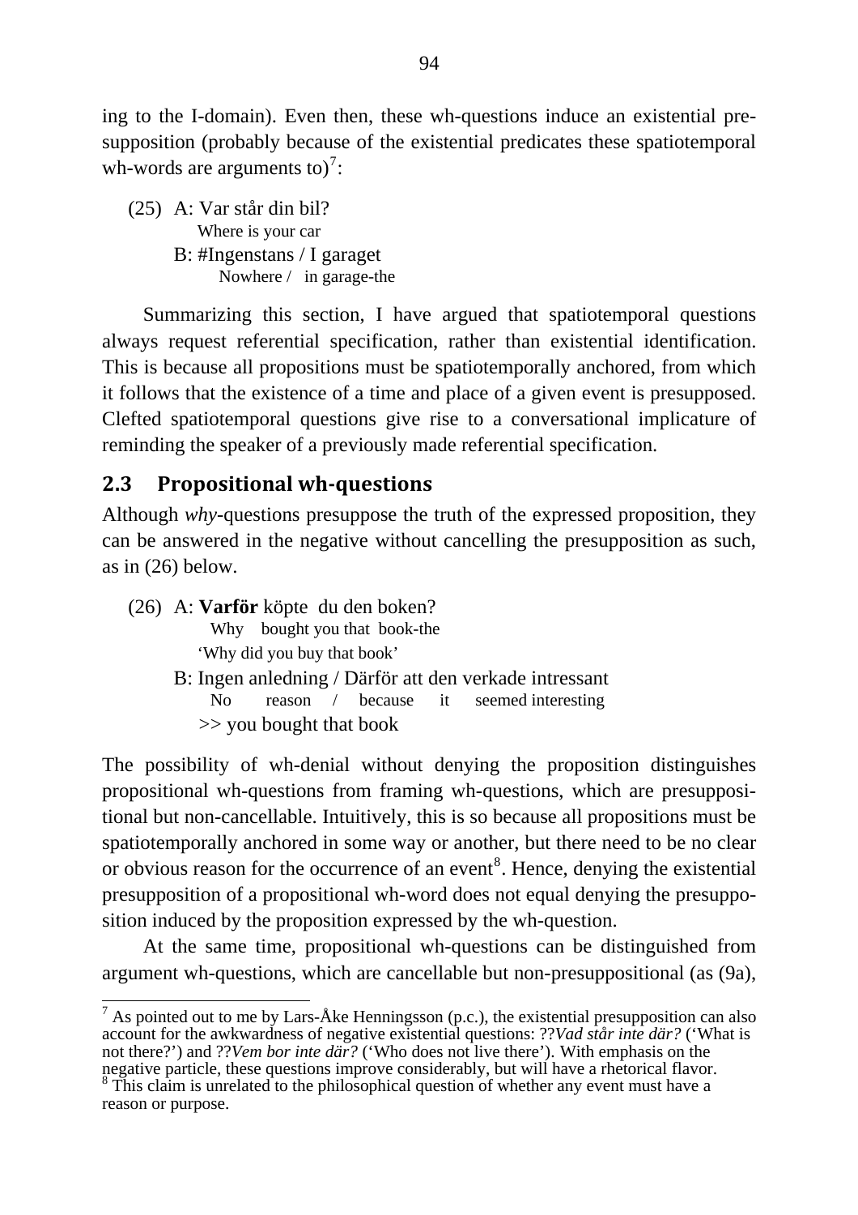ing to the I-domain). Even then, these wh-questions induce an existential presupposition (probably because of the existential predicates these spatiotemporal wh-words are arguments to)[7]:

(25) A: Var står din bil?
  Where is your car
 B: #Ingenstans / I garaget
  Nowhere / in garage-the

Summarizing this section, I have argued that spatiotemporal questions always request referential specification, rather than existential identification. This is because all propositions must be spatiotemporally anchored, from which it follows that the existence of a time and place of a given event is presupposed. Clefted spatiotemporal questions give rise to a conversational implicature of reminding the speaker of a previously made referential specification.

## 2.3 Propositional wh-questions

Although *why*-questions presuppose the truth of the expressed proposition, they can be answered in the negative without cancelling the presupposition as such, as in (26) below.

(26) A: **Varför** köpte du den boken?
  Why bought you that book-the
  'Why did you buy that book'
 B: Ingen anledning / Därför att den verkade intressant
  No reason / because it seemed interesting
  >> you bought that book

The possibility of wh-denial without denying the proposition distinguishes propositional wh-questions from framing wh-questions, which are presuppositional but non-cancellable. Intuitively, this is so because all propositions must be spatiotemporally anchored in some way or another, but there need to be no clear or obvious reason for the occurrence of an event[8]. Hence, denying the existential presupposition of a propositional wh-word does not equal denying the presupposition induced by the proposition expressed by the wh-question.

At the same time, propositional wh-questions can be distinguished from argument wh-questions, which are cancellable but non-presuppositional (as (9a),

---

[7] As pointed out to me by Lars-Åke Henningsson (p.c.), the existential presupposition can also account for the awkwardness of negative existential questions: ??*Vad står inte där?* ('What is not there?') and ??*Vem bor inte där?* ('Who does not live there'). With emphasis on the negative particle, these questions improve considerably, but will have a rhetorical flavor.

[8] This claim is unrelated to the philosophical question of whether any event must have a reason or purpose.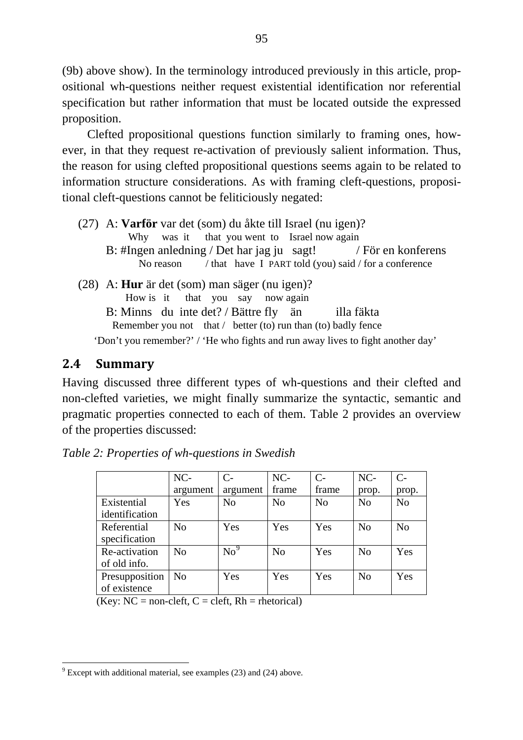(9b) above show). In the terminology introduced previously in this article, propositional wh-questions neither request existential identification nor referential specification but rather information that must be located outside the expressed proposition.

Clefted propositional questions function similarly to framing ones, however, in that they request re-activation of previously salient information. Thus, the reason for using clefted propositional questions seems again to be related to information structure considerations. As with framing cleft-questions, propositional cleft-questions cannot be feliticiously negated:

(27) A: **Varför** var det (som) du åkte till Israel (nu igen)?
 Why was it that you went to Israel now again
 B: #Ingen anledning / Det har jag ju sagt! / För en konferens
 No reason / that have I PART told (you) said / for a conference

(28) A: **Hur** är det (som) man säger (nu igen)?
 How is it that you say now again
 B: Minns du inte det? / Bättre fly än illa fäkta
 Remember you not that / better (to) run than (to) badly fence
 'Don't you remember?' / 'He who fights and run away lives to fight another day'

## 2.4 Summary

Having discussed three different types of wh-questions and their clefted and non-clefted varieties, we might finally summarize the syntactic, semantic and pragmatic properties connected to each of them. Table 2 provides an overview of the properties discussed:

*Table 2: Properties of wh-questions in Swedish*

| | NC-argument | C-argument | NC-frame | C-frame | NC-prop. | C-prop. |
|---|---|---|---|---|---|---|
| Existential identification | Yes | No | No | No | No | No |
| Referential specification | No | Yes | Yes | Yes | No | No |
| Re-activation of old info. | No | No[9] | No | Yes | No | Yes |
| Presupposition of existence | No | Yes | Yes | Yes | No | Yes |

(Key: NC = non-cleft, C = cleft, Rh = rhetorical)

[9] Except with additional material, see examples (23) and (24) above.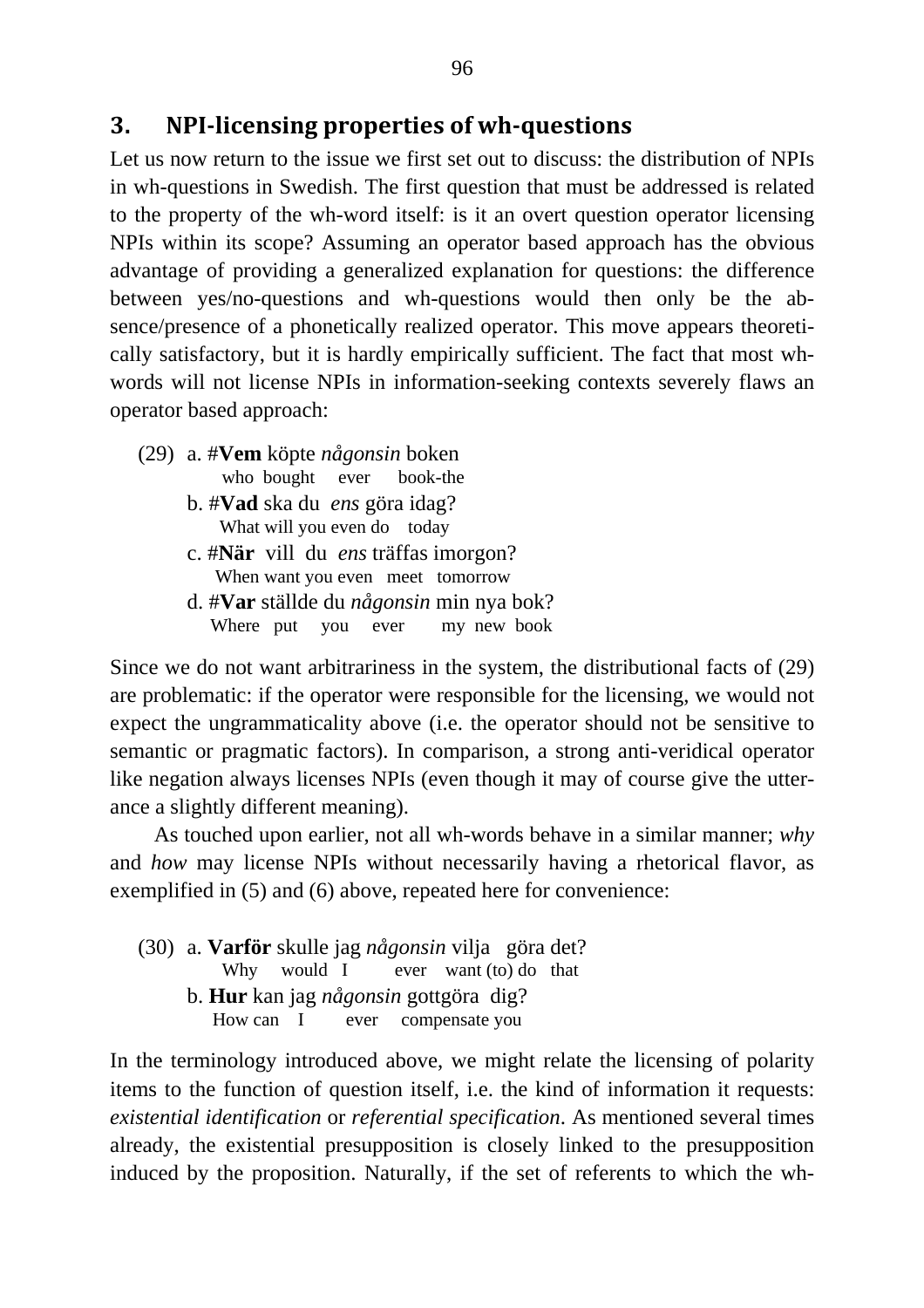## 3. NPI-licensing properties of wh-questions

Let us now return to the issue we first set out to discuss: the distribution of NPIs in wh-questions in Swedish. The first question that must be addressed is related to the property of the wh-word itself: is it an overt question operator licensing NPIs within its scope? Assuming an operator based approach has the obvious advantage of providing a generalized explanation for questions: the difference between yes/no-questions and wh-questions would then only be the absence/presence of a phonetically realized operator. This move appears theoretically satisfactory, but it is hardly empirically sufficient. The fact that most wh-words will not license NPIs in information-seeking contexts severely flaws an operator based approach:

(29) a. #**Vem** köpte *någonsin* boken
     who bought ever book-the
   b. #**Vad** ska du *ens* göra idag?
     What will you even do today
   c. #**När** vill du *ens* träffas imorgon?
     When want you even meet tomorrow
   d. #**Var** ställde du *någonsin* min nya bok?
     Where put you ever my new book

Since we do not want arbitrariness in the system, the distributional facts of (29) are problematic: if the operator were responsible for the licensing, we would not expect the ungrammaticality above (i.e. the operator should not be sensitive to semantic or pragmatic factors). In comparison, a strong anti-veridical operator like negation always licenses NPIs (even though it may of course give the utterance a slightly different meaning).

As touched upon earlier, not all wh-words behave in a similar manner; *why* and *how* may license NPIs without necessarily having a rhetorical flavor, as exemplified in (5) and (6) above, repeated here for convenience:

(30) a. **Varför** skulle jag *någonsin* vilja göra det?
     Why would I ever want (to) do that
   b. **Hur** kan jag *någonsin* gottgöra dig?
     How can I ever compensate you

In the terminology introduced above, we might relate the licensing of polarity items to the function of question itself, i.e. the kind of information it requests: *existential identification* or *referential specification*. As mentioned several times already, the existential presupposition is closely linked to the presupposition induced by the proposition. Naturally, if the set of referents to which the wh-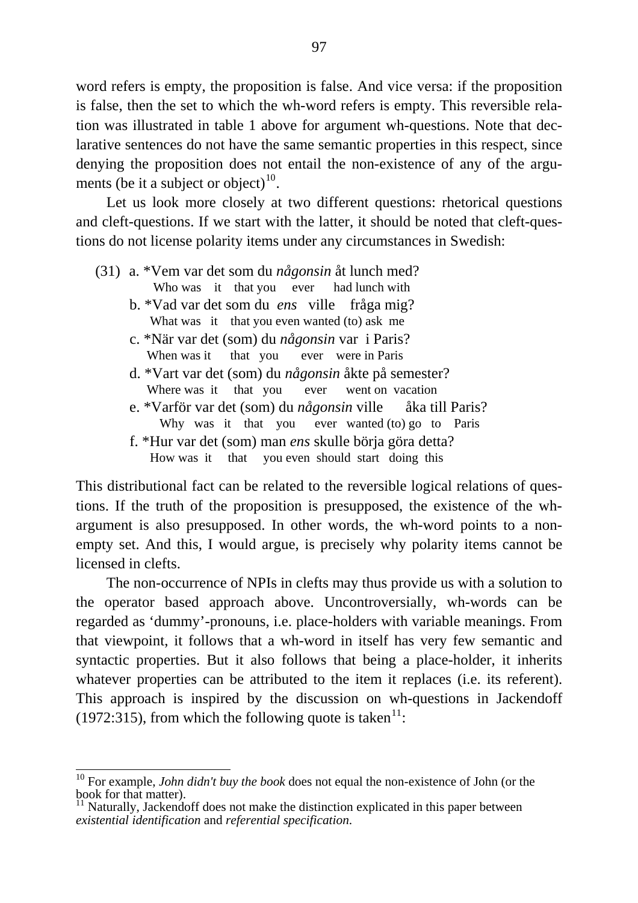word refers is empty, the proposition is false. And vice versa: if the proposition is false, then the set to which the wh-word refers is empty. This reversible relation was illustrated in table 1 above for argument wh-questions. Note that declarative sentences do not have the same semantic properties in this respect, since denying the proposition does not entail the non-existence of any of the arguments (be it a subject or object)[10].

Let us look more closely at two different questions: rhetorical questions and cleft-questions. If we start with the latter, it should be noted that cleft-questions do not license polarity items under any circumstances in Swedish:

(31) a. *Vem var det som du *någonsin* åt lunch med?
  Who was it that you ever had lunch with

b. *Vad var det som du *ens* ville fråga mig?
  What was it that you even wanted (to) ask me

c. *När var det (som) du *någonsin* var i Paris?
  When was it that you ever were in Paris

d. *Vart var det (som) du *någonsin* åkte på semester?
  Where was it that you ever went on vacation

e. *Varför var det (som) du *någonsin* ville åka till Paris?
  Why was it that you ever wanted (to) go to Paris

f. *Hur var det (som) man *ens* skulle börja göra detta?
  How was it that you even should start doing this

This distributional fact can be related to the reversible logical relations of questions. If the truth of the proposition is presupposed, the existence of the wh-argument is also presupposed. In other words, the wh-word points to a non-empty set. And this, I would argue, is precisely why polarity items cannot be licensed in clefts.

The non-occurrence of NPIs in clefts may thus provide us with a solution to the operator based approach above. Uncontroversially, wh-words can be regarded as 'dummy'-pronouns, i.e. place-holders with variable meanings. From that viewpoint, it follows that a wh-word in itself has very few semantic and syntactic properties. But it also follows that being a place-holder, it inherits whatever properties can be attributed to the item it replaces (i.e. its referent). This approach is inspired by the discussion on wh-questions in Jackendoff (1972:315), from which the following quote is taken[11]:

---

[10] For example, *John didn't buy the book* does not equal the non-existence of John (or the book for that matter).

[11] Naturally, Jackendoff does not make the distinction explicated in this paper between *existential identification* and *referential specification*.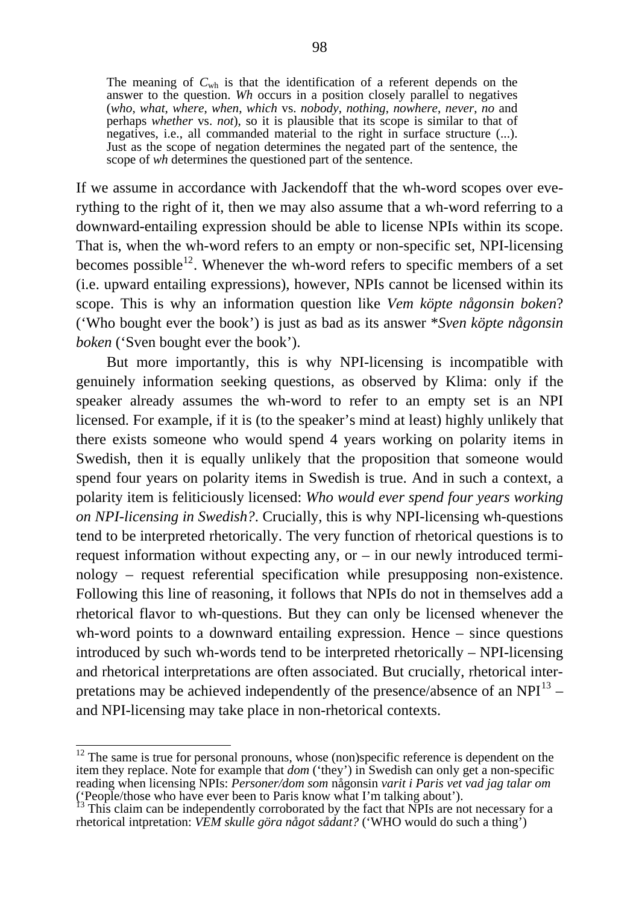> The meaning of $C_{wh}$ is that the identification of a referent depends on the answer to the question. *Wh* occurs in a position closely parallel to negatives (*who*, *what*, *where*, *when*, *which* vs. *nobody*, *nothing*, *nowhere*, *never*, *no* and perhaps *whether* vs. *not*), so it is plausible that its scope is similar to that of negatives, i.e., all commanded material to the right in surface structure (...). Just as the scope of negation determines the negated part of the sentence, the scope of *wh* determines the questioned part of the sentence.

If we assume in accordance with Jackendoff that the wh-word scopes over everything to the right of it, then we may also assume that a wh-word referring to a downward-entailing expression should be able to license NPIs within its scope. That is, when the wh-word refers to an empty or non-specific set, NPI-licensing becomes possible[12]. Whenever the wh-word refers to specific members of a set (i.e. upward entailing expressions), however, NPIs cannot be licensed within its scope. This is why an information question like *Vem köpte någonsin boken*? ('Who bought ever the book') is just as bad as its answer \**Sven köpte någonsin boken* ('Sven bought ever the book').

But more importantly, this is why NPI-licensing is incompatible with genuinely information seeking questions, as observed by Klima: only if the speaker already assumes the wh-word to refer to an empty set is an NPI licensed. For example, if it is (to the speaker's mind at least) highly unlikely that there exists someone who would spend 4 years working on polarity items in Swedish, then it is equally unlikely that the proposition that someone would spend four years on polarity items in Swedish is true. And in such a context, a polarity item is feliticiously licensed: *Who would ever spend four years working on NPI-licensing in Swedish?*. Crucially, this is why NPI-licensing wh-questions tend to be interpreted rhetorically. The very function of rhetorical questions is to request information without expecting any, or – in our newly introduced terminology – request referential specification while presupposing non-existence. Following this line of reasoning, it follows that NPIs do not in themselves add a rhetorical flavor to wh-questions. But they can only be licensed whenever the wh-word points to a downward entailing expression. Hence – since questions introduced by such wh-words tend to be interpreted rhetorically – NPI-licensing and rhetorical interpretations are often associated. But crucially, rhetorical interpretations may be achieved independently of the presence/absence of an NPI[13] – and NPI-licensing may take place in non-rhetorical contexts.

---

[12] The same is true for personal pronouns, whose (non)specific reference is dependent on the item they replace. Note for example that *dom* ('they') in Swedish can only get a non-specific reading when licensing NPIs: *Personer/dom som* någonsin *varit i Paris vet vad jag talar om* ('People/those who have ever been to Paris know what I'm talking about').

[13] This claim can be independently corroborated by the fact that NPIs are not necessary for a rhetorical intpretation: *VEM skulle göra något sådant?* ('WHO would do such a thing')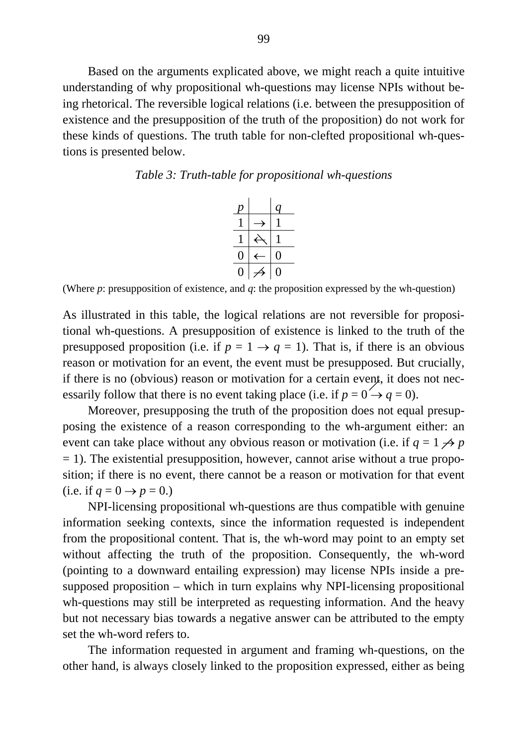Based on the arguments explicated above, we might reach a quite intuitive understanding of why propositional wh-questions may license NPIs without being rhetorical. The reversible logical relations (i.e. between the presupposition of existence and the presupposition of the truth of the proposition) do not work for these kinds of questions. The truth table for non-clefted propositional wh-questions is presented below.

*Table 3: Truth-table for propositional wh-questions*

| $p$ | | $q$ |
|---|---|---|
| 1 | $\rightarrow$ | 1 |
| 1 | $\not\leftarrow$ | 1 |
| 0 | $\leftarrow$ | 0 |
| 0 | $\not\rightarrow$ | 0 |

(Where $p$: presupposition of existence, and $q$: the proposition expressed by the wh-question)

As illustrated in this table, the logical relations are not reversible for propositional wh-questions. A presupposition of existence is linked to the truth of the presupposed proposition (i.e. if $p = 1 \rightarrow q = 1$). That is, if there is an obvious reason or motivation for an event, the event must be presupposed. But crucially, if there is no (obvious) reason or motivation for a certain event, it does not necessarily follow that there is no event taking place (i.e. if $p = 0 \not\rightarrow q = 0$).

Moreover, presupposing the truth of the proposition does not equal presupposing the existence of a reason corresponding to the wh-argument either: an event can take place without any obvious reason or motivation (i.e. if $q = 1 \not\rightarrow p = 1$). The existential presupposition, however, cannot arise without a true proposition; if there is no event, there cannot be a reason or motivation for that event (i.e. if $q = 0 \rightarrow p = 0$.)

NPI-licensing propositional wh-questions are thus compatible with genuine information seeking contexts, since the information requested is independent from the propositional content. That is, the wh-word may point to an empty set without affecting the truth of the proposition. Consequently, the wh-word (pointing to a downward entailing expression) may license NPIs inside a presupposed proposition – which in turn explains why NPI-licensing propositional wh-questions may still be interpreted as requesting information. And the heavy but not necessary bias towards a negative answer can be attributed to the empty set the wh-word refers to.

The information requested in argument and framing wh-questions, on the other hand, is always closely linked to the proposition expressed, either as being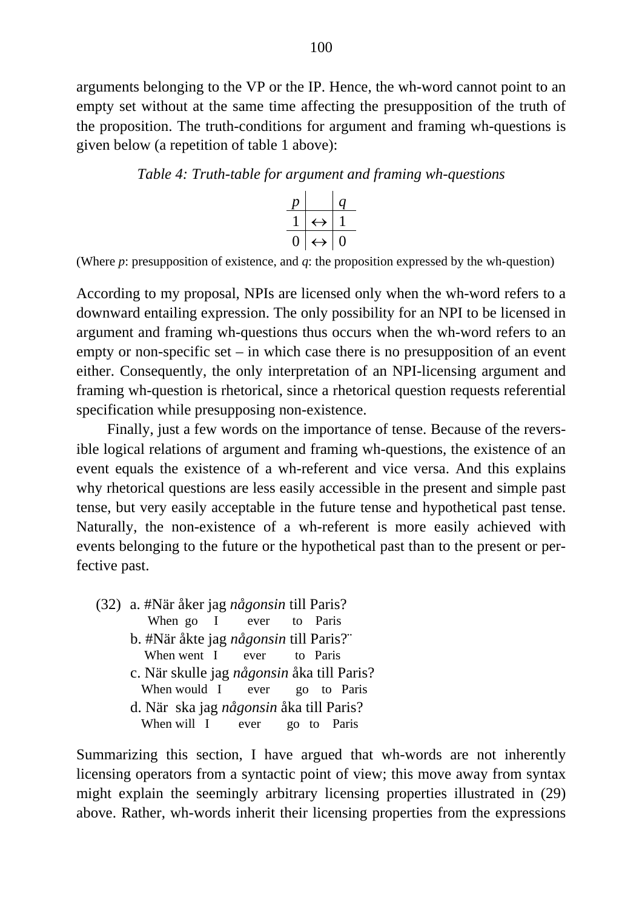arguments belonging to the VP or the IP. Hence, the wh-word cannot point to an empty set without at the same time affecting the presupposition of the truth of the proposition. The truth-conditions for argument and framing wh-questions is given below (a repetition of table 1 above):

*Table 4: Truth-table for argument and framing wh-questions*

| $p$ | | $q$ |
|---|---|---|
| 1 | $\leftrightarrow$ | 1 |
| 0 | $\leftrightarrow$ | 0 |

(Where $p$: presupposition of existence, and $q$: the proposition expressed by the wh-question)

According to my proposal, NPIs are licensed only when the wh-word refers to a downward entailing expression. The only possibility for an NPI to be licensed in argument and framing wh-questions thus occurs when the wh-word refers to an empty or non-specific set – in which case there is no presupposition of an event either. Consequently, the only interpretation of an NPI-licensing argument and framing wh-question is rhetorical, since a rhetorical question requests referential specification while presupposing non-existence.

Finally, just a few words on the importance of tense. Because of the reversible logical relations of argument and framing wh-questions, the existence of an event equals the existence of a wh-referent and vice versa. And this explains why rhetorical questions are less easily accessible in the present and simple past tense, but very easily acceptable in the future tense and hypothetical past tense. Naturally, the non-existence of a wh-referent is more easily achieved with events belonging to the future or the hypothetical past than to the present or perfective past.

(32) a. #När åker jag *någonsin* till Paris?
    When go I ever to Paris
  b. #När åkte jag *någonsin* till Paris?¨
    When went I ever to Paris
  c. När skulle jag *någonsin* åka till Paris?
    When would I ever go to Paris
  d. När ska jag *någonsin* åka till Paris?
    When will I ever go to Paris

Summarizing this section, I have argued that wh-words are not inherently licensing operators from a syntactic point of view; this move away from syntax might explain the seemingly arbitrary licensing properties illustrated in (29) above. Rather, wh-words inherit their licensing properties from the expressions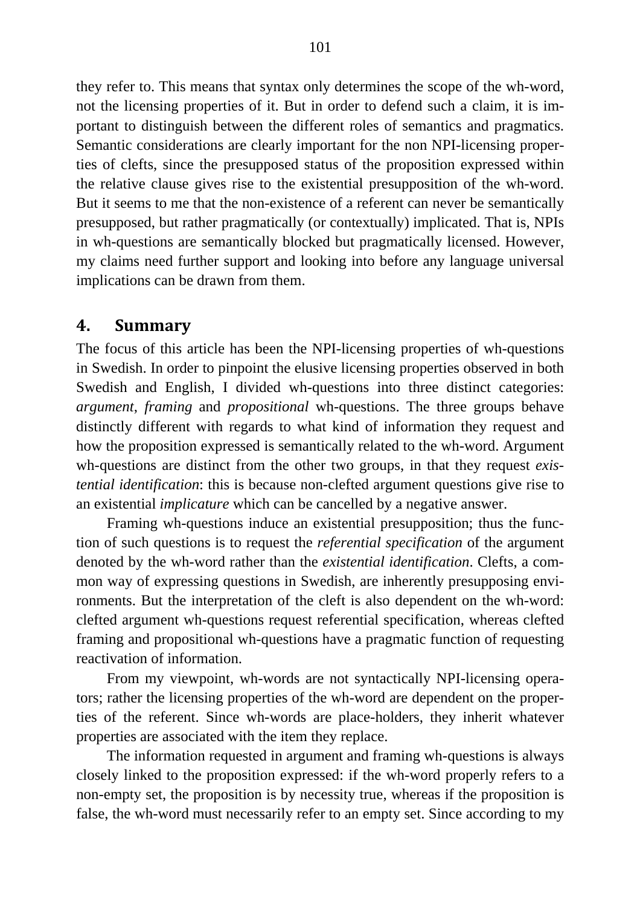they refer to. This means that syntax only determines the scope of the wh-word, not the licensing properties of it. But in order to defend such a claim, it is important to distinguish between the different roles of semantics and pragmatics. Semantic considerations are clearly important for the non NPI-licensing properties of clefts, since the presupposed status of the proposition expressed within the relative clause gives rise to the existential presupposition of the wh-word. But it seems to me that the non-existence of a referent can never be semantically presupposed, but rather pragmatically (or contextually) implicated. That is, NPIs in wh-questions are semantically blocked but pragmatically licensed. However, my claims need further support and looking into before any language universal implications can be drawn from them.

## 4. Summary

The focus of this article has been the NPI-licensing properties of wh-questions in Swedish. In order to pinpoint the elusive licensing properties observed in both Swedish and English, I divided wh-questions into three distinct categories: *argument*, *framing* and *propositional* wh-questions. The three groups behave distinctly different with regards to what kind of information they request and how the proposition expressed is semantically related to the wh-word. Argument wh-questions are distinct from the other two groups, in that they request *existential identification*: this is because non-clefted argument questions give rise to an existential *implicature* which can be cancelled by a negative answer.

Framing wh-questions induce an existential presupposition; thus the function of such questions is to request the *referential specification* of the argument denoted by the wh-word rather than the *existential identification*. Clefts, a common way of expressing questions in Swedish, are inherently presupposing environments. But the interpretation of the cleft is also dependent on the wh-word: clefted argument wh-questions request referential specification, whereas clefted framing and propositional wh-questions have a pragmatic function of requesting reactivation of information.

From my viewpoint, wh-words are not syntactically NPI-licensing operators; rather the licensing properties of the wh-word are dependent on the properties of the referent. Since wh-words are place-holders, they inherit whatever properties are associated with the item they replace.

The information requested in argument and framing wh-questions is always closely linked to the proposition expressed: if the wh-word properly refers to a non-empty set, the proposition is by necessity true, whereas if the proposition is false, the wh-word must necessarily refer to an empty set. Since according to my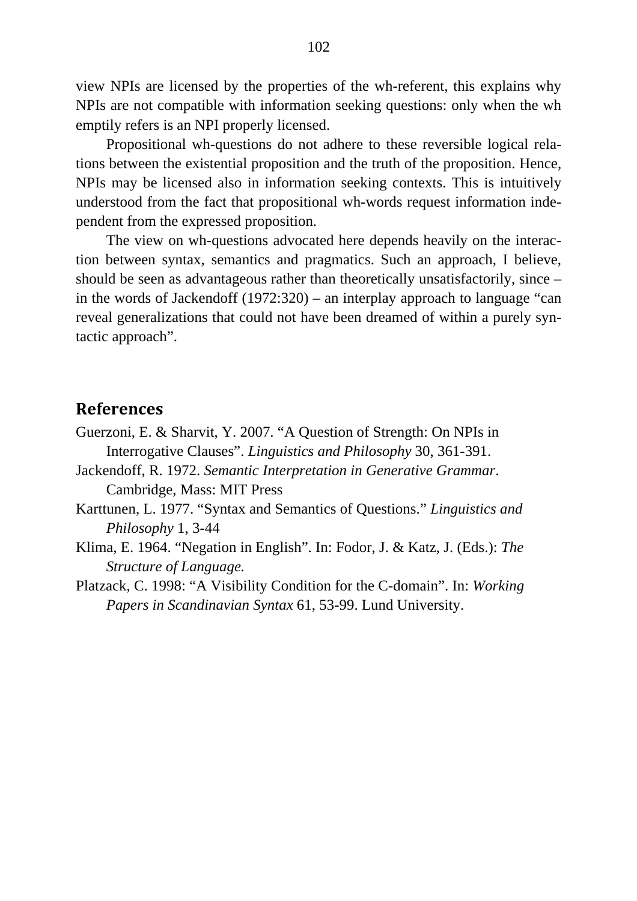view NPIs are licensed by the properties of the wh-referent, this explains why NPIs are not compatible with information seeking questions: only when the wh emptily refers is an NPI properly licensed.

Propositional wh-questions do not adhere to these reversible logical relations between the existential proposition and the truth of the proposition. Hence, NPIs may be licensed also in information seeking contexts. This is intuitively understood from the fact that propositional wh-words request information independent from the expressed proposition.

The view on wh-questions advocated here depends heavily on the interaction between syntax, semantics and pragmatics. Such an approach, I believe, should be seen as advantageous rather than theoretically unsatisfactorily, since – in the words of Jackendoff (1972:320) – an interplay approach to language "can reveal generalizations that could not have been dreamed of within a purely syntactic approach".

## References

Guerzoni, E. & Sharvit, Y. 2007. "A Question of Strength: On NPIs in Interrogative Clauses". *Linguistics and Philosophy* 30, 361-391.

Jackendoff, R. 1972. *Semantic Interpretation in Generative Grammar*. Cambridge, Mass: MIT Press

Karttunen, L. 1977. "Syntax and Semantics of Questions." *Linguistics and Philosophy* 1, 3-44

Klima, E. 1964. "Negation in English". In: Fodor, J. & Katz, J. (Eds.): *The Structure of Language.*

Platzack, C. 1998: "A Visibility Condition for the C-domain". In: *Working Papers in Scandinavian Syntax* 61, 53-99. Lund University.